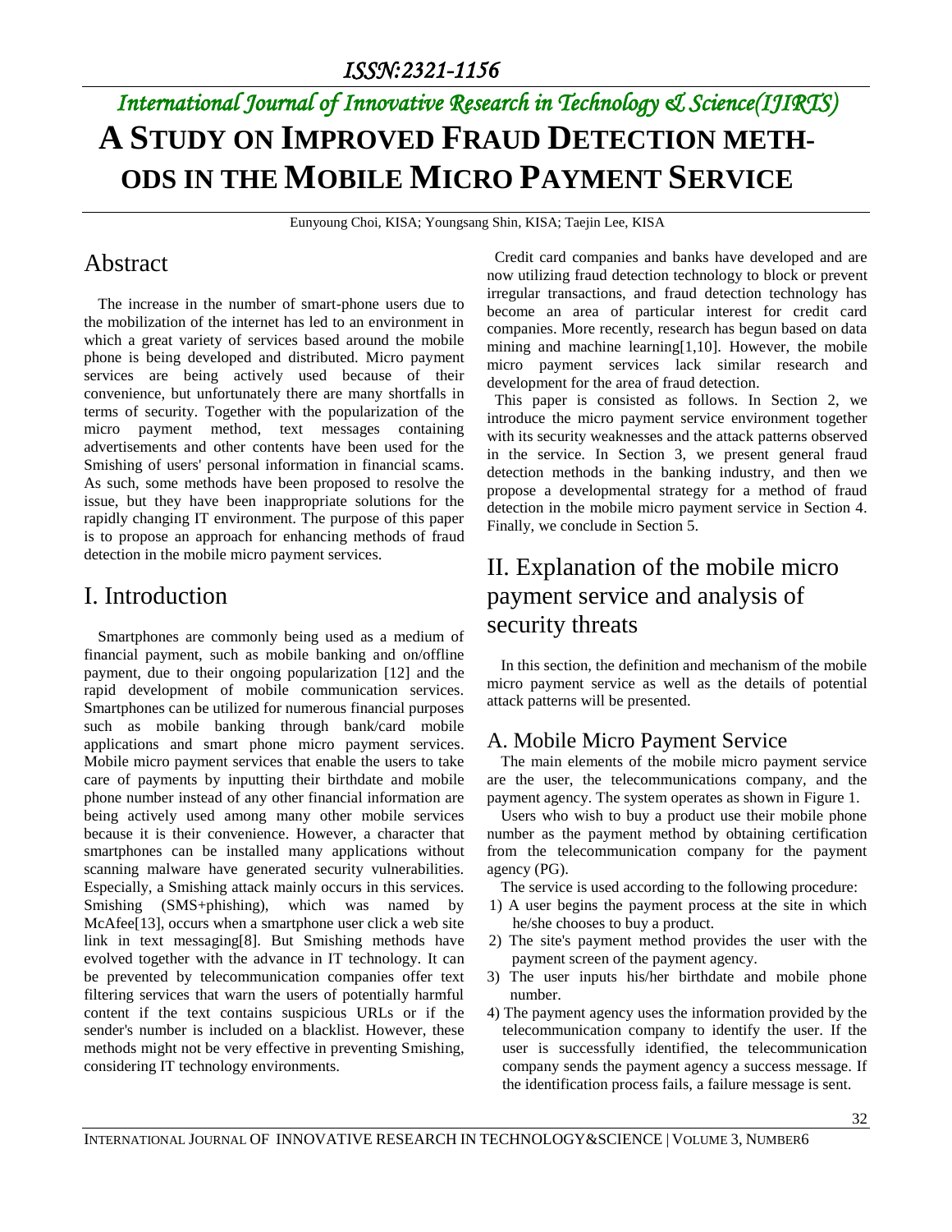# A STUDY ON IMPROVED FRAUD DETECTION METHODS IN THE MOBILE MICRO PAYMENT SERVICE

Eunyoung Choi, KISA; Youngsang Shin, KISA; Taejin Lee, KISA

## Abstract

The increase in the number of smart-phone users due to the mobilization of the internet has led to an environment in which a great variety of services based around the mobile phone is being developed and distributed. Micro payment services are being actively used because of their convenience, but unfortunately there are many shortfalls in terms of security. Together with the popularization of the micro payment method, text messages containing advertisements and other contents have been used for the Smishing of users' personal information in financial scams. As such, some methods have been proposed to resolve the issue, but they have been inappropriate solutions for the rapidly changing IT environment. The purpose of this paper is to propose an approach for enhancing methods of fraud detection in the mobile micro payment services.

## I. Introduction

Smartphones are commonly being used as a medium of financial payment, such as mobile banking and on/offline payment, due to their ongoing popularization [12] and the rapid development of mobile communication services. Smartphones can be utilized for numerous financial purposes such as mobile banking through bank/card mobile applications and smart phone micro payment services. Mobile micro payment services that enable the users to take care of payments by inputting their birthdate and mobile phone number instead of any other financial information are being actively used among many other mobile services because it is their convenience. However, a character that smartphones can be installed many applications without scanning malware have generated security vulnerabilities. Especially, a Smishing attack mainly occurs in this services. Smishing (SMS+phishing), which was named by McAfee[13], occurs when a smartphone user click a web site link in text messaging[8]. But Smishing methods have evolved together with the advance in IT technology. It can be prevented by telecommunication companies offer text filtering services that warn the users of potentially harmful content if the text contains suspicious URLs or if the sender's number is included on a blacklist. However, these methods might not be very effective in preventing Smishing, considering IT technology environments.

Credit card companies and banks have developed and are now utilizing fraud detection technology to block or prevent irregular transactions, and fraud detection technology has become an area of particular interest for credit card companies. More recently, research has begun based on data mining and machine learning[1,10]. However, the mobile micro payment services lack similar research and development for the area of fraud detection.

This paper is consisted as follows. In Section 2, we introduce the micro payment service environment together with its security weaknesses and the attack patterns observed in the service. In Section 3, we present general fraud detection methods in the banking industry, and then we propose a developmental strategy for a method of fraud detection in the mobile micro payment service in Section 4. Finally, we conclude in Section 5.

## II. Explanation of the mobile micro payment service and analysis of security threats

In this section, the definition and mechanism of the mobile micro payment service as well as the details of potential attack patterns will be presented.

### A. Mobile Micro Payment Service

The main elements of the mobile micro payment service are the user, the telecommunications company, and the payment agency. The system operates as shown in Figure 1.

Users who wish to buy a product use their mobile phone number as the payment method by obtaining certification from the telecommunication company for the payment agency (PG).

The service is used according to the following procedure:

1) A user begins the payment process at the site in which he/she chooses to buy a product.
2) The site's payment method provides the user with the payment screen of the payment agency.
3) The user inputs his/her birthdate and mobile phone number.
4) The payment agency uses the information provided by the telecommunication company to identify the user. If the user is successfully identified, the telecommunication company sends the payment agency a success message. If the identification process fails, a failure message is sent.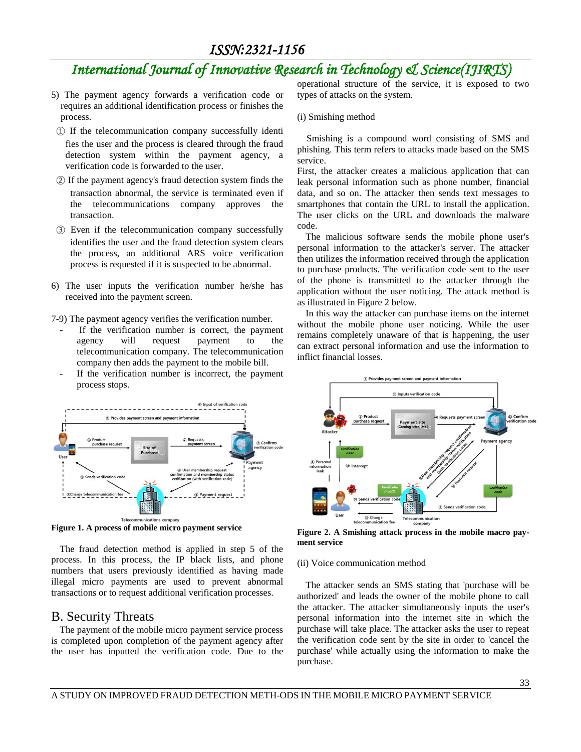5) The payment agency forwards a verification code or requires an additional identification process or finishes the process.

① If the telecommunication company successfully identifies the user and the process is cleared through the fraud detection system within the payment agency, a verification code is forwarded to the user.

② If the payment agency's fraud detection system finds the transaction abnormal, the service is terminated even if the telecommunications company approves the transaction.

③ Even if the telecommunication company successfully identifies the user and the fraud detection system clears the process, an additional ARS voice verification process is requested if it is suspected to be abnormal.

6) The user inputs the verification number he/she has received into the payment screen.

7-9) The payment agency verifies the verification number.

- If the verification number is correct, the payment agency will request payment to the telecommunication company. The telecommunication company then adds the payment to the mobile bill.
- If the verification number is incorrect, the payment process stops.

**Figure 1. A process of mobile micro payment service**

The fraud detection method is applied in step 5 of the process. In this process, the IP black lists, and phone numbers that users previously identified as having made illegal micro payments are used to prevent abnormal transactions or to request additional verification processes.

## B. Security Threats

The payment of the mobile micro payment service process is completed upon completion of the payment agency after the user has inputted the verification code. Due to the operational structure of the service, it is exposed to two types of attacks on the system.

(i) Smishing method

Smishing is a compound word consisting of SMS and phishing. This term refers to attacks made based on the SMS service.

First, the attacker creates a malicious application that can leak personal information such as phone number, financial data, and so on. The attacker then sends text messages to smartphones that contain the URL to install the application. The user clicks on the URL and downloads the malware code.

The malicious software sends the mobile phone user's personal information to the attacker's server. The attacker then utilizes the information received through the application to purchase products. The verification code sent to the user of the phone is transmitted to the attacker through the application without the user noticing. The attack method is as illustrated in Figure 2 below.

In this way the attacker can purchase items on the internet without the mobile phone user noticing. While the user remains completely unaware of that is happening, the user can extract personal information and use the information to inflict financial losses.

**Figure 2. A Smishing attack process in the mobile macro payment service**

(ii) Voice communication method

The attacker sends an SMS stating that 'purchase will be authorized' and leads the owner of the mobile phone to call the attacker. The attacker simultaneously inputs the user's personal information into the internet site in which the purchase will take place. The attacker asks the user to repeat the verification code sent by the site in order to 'cancel the purchase' while actually using the information to make the purchase.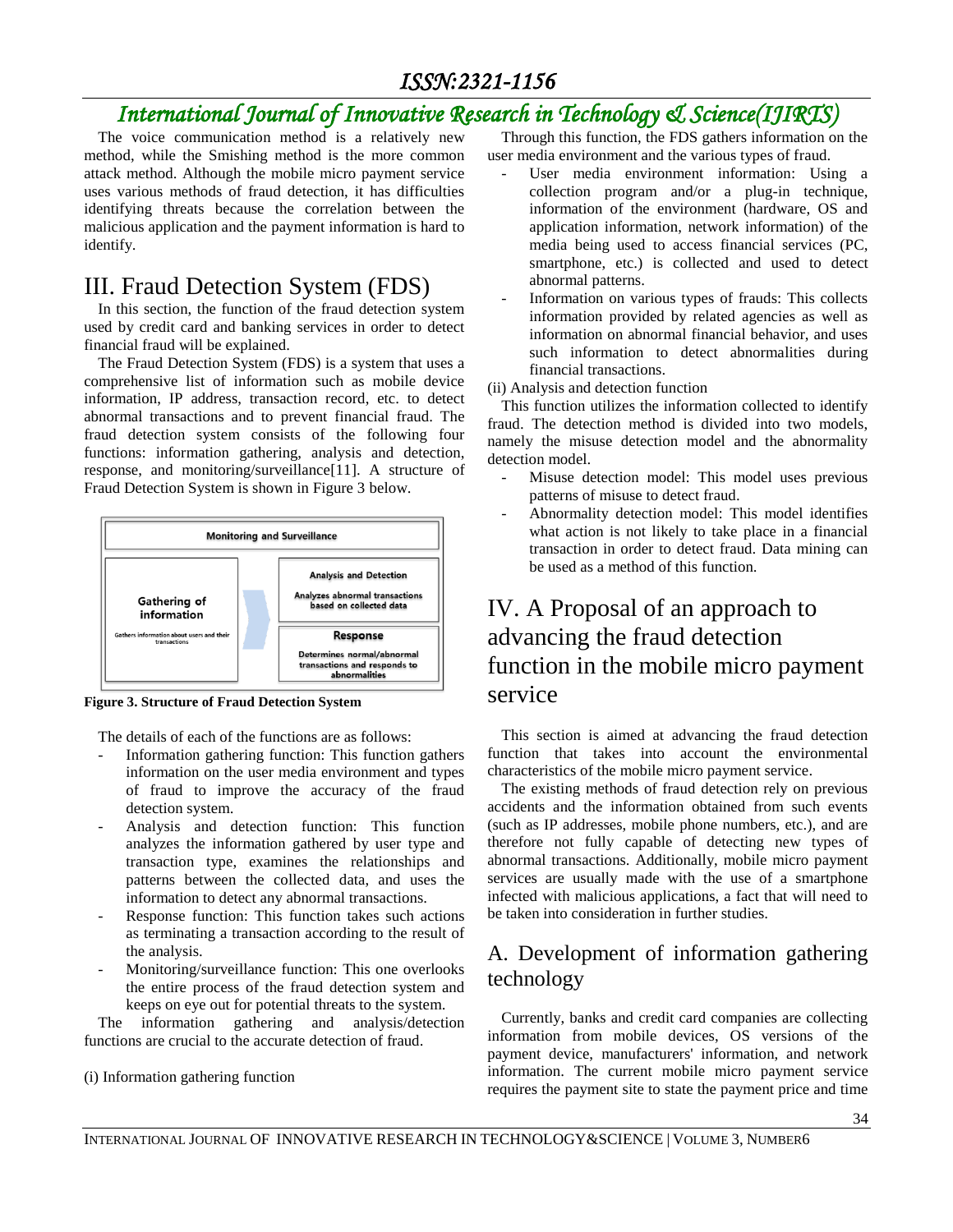The voice communication method is a relatively new method, while the Smishing method is the more common attack method. Although the mobile micro payment service uses various methods of fraud detection, it has difficulties identifying threats because the correlation between the malicious application and the payment information is hard to identify.

# III. Fraud Detection System (FDS)

In this section, the function of the fraud detection system used by credit card and banking services in order to detect financial fraud will be explained.

The Fraud Detection System (FDS) is a system that uses a comprehensive list of information such as mobile device information, IP address, transaction record, etc. to detect abnormal transactions and to prevent financial fraud. The fraud detection system consists of the following four functions: information gathering, analysis and detection, response, and monitoring/surveillance[11]. A structure of Fraud Detection System is shown in Figure 3 below.

Monitoring and Surveillance

Gathering of information — Gathers information about users and their transactions

Analysis and Detection — Analyzes abnormal transactions based on collected data

Response — Determines normal/abnormal transactions and responds to abnormalities

**Figure 3. Structure of Fraud Detection System**

The details of each of the functions are as follows:

- Information gathering function: This function gathers information on the user media environment and types of fraud to improve the accuracy of the fraud detection system.
- Analysis and detection function: This function analyzes the information gathered by user type and transaction type, examines the relationships and patterns between the collected data, and uses the information to detect any abnormal transactions.
- Response function: This function takes such actions as terminating a transaction according to the result of the analysis.
- Monitoring/surveillance function: This one overlooks the entire process of the fraud detection system and keeps on eye out for potential threats to the system.

The information gathering and analysis/detection functions are crucial to the accurate detection of fraud.

(i) Information gathering function

Through this function, the FDS gathers information on the user media environment and the various types of fraud.

- User media environment information: Using a collection program and/or a plug-in technique, information of the environment (hardware, OS and application information, network information) of the media being used to access financial services (PC, smartphone, etc.) is collected and used to detect abnormal patterns.
- Information on various types of frauds: This collects information provided by related agencies as well as information on abnormal financial behavior, and uses such information to detect abnormalities during financial transactions.

(ii) Analysis and detection function

This function utilizes the information collected to identify fraud. The detection method is divided into two models, namely the misuse detection model and the abnormality detection model.

- Misuse detection model: This model uses previous patterns of misuse to detect fraud.
- Abnormality detection model: This model identifies what action is not likely to take place in a financial transaction in order to detect fraud. Data mining can be used as a method of this function.

# IV. A Proposal of an approach to advancing the fraud detection function in the mobile micro payment service

This section is aimed at advancing the fraud detection function that takes into account the environmental characteristics of the mobile micro payment service.

The existing methods of fraud detection rely on previous accidents and the information obtained from such events (such as IP addresses, mobile phone numbers, etc.), and are therefore not fully capable of detecting new types of abnormal transactions. Additionally, mobile micro payment services are usually made with the use of a smartphone infected with malicious applications, a fact that will need to be taken into consideration in further studies.

## A. Development of information gathering technology

Currently, banks and credit card companies are collecting information from mobile devices, OS versions of the payment device, manufacturers' information, and network information. The current mobile micro payment service requires the payment site to state the payment price and time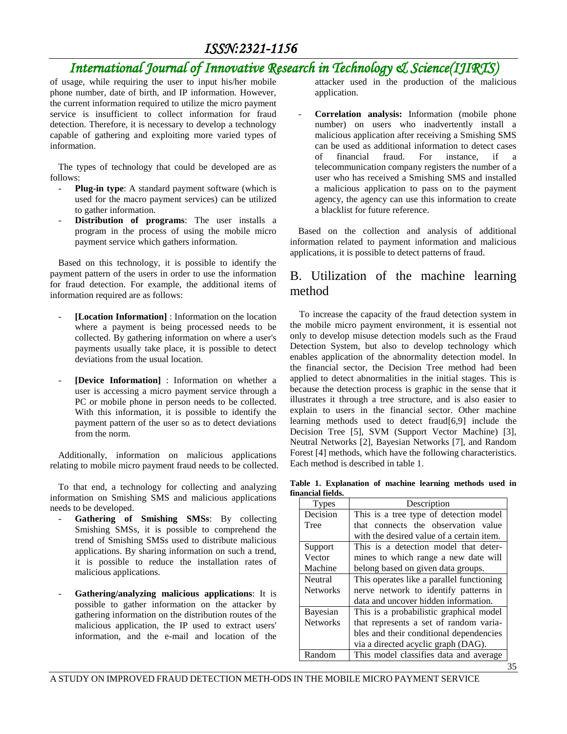of usage, while requiring the user to input his/her mobile phone number, date of birth, and IP information. However, the current information required to utilize the micro payment service is insufficient to collect information for fraud detection. Therefore, it is necessary to develop a technology capable of gathering and exploiting more varied types of information.

The types of technology that could be developed are as follows:

- **Plug-in type**: A standard payment software (which is used for the macro payment services) can be utilized to gather information.
- **Distribution of programs**: The user installs a program in the process of using the mobile micro payment service which gathers information.

Based on this technology, it is possible to identify the payment pattern of the users in order to use the information for fraud detection. For example, the additional items of information required are as follows:

- **[Location Information]** : Information on the location where a payment is being processed needs to be collected. By gathering information on where a user's payments usually take place, it is possible to detect deviations from the usual location.

- **[Device Information]** : Information on whether a user is accessing a micro payment service through a PC or mobile phone in person needs to be collected. With this information, it is possible to identify the payment pattern of the user so as to detect deviations from the norm.

Additionally, information on malicious applications relating to mobile micro payment fraud needs to be collected.

To that end, a technology for collecting and analyzing information on Smishing SMS and malicious applications needs to be developed.

- **Gathering of Smishing SMSs**: By collecting Smishing SMSs, it is possible to comprehend the trend of Smishing SMSs used to distribute malicious applications. By sharing information on such a trend, it is possible to reduce the installation rates of malicious applications.

- **Gathering/analyzing malicious applications**: It is possible to gather information on the attacker by gathering information on the distribution routes of the malicious application, the IP used to extract users' information, and the e-mail and location of the attacker used in the production of the malicious application.

- **Correlation analysis:** Information (mobile phone number) on users who inadvertently install a malicious application after receiving a Smishing SMS can be used as additional information to detect cases of financial fraud. For instance, if a telecommunication company registers the number of a user who has received a Smishing SMS and installed a malicious application to pass on to the payment agency, the agency can use this information to create a blacklist for future reference.

Based on the collection and analysis of additional information related to payment information and malicious applications, it is possible to detect patterns of fraud.

## B. Utilization of the machine learning method

To increase the capacity of the fraud detection system in the mobile micro payment environment, it is essential not only to develop misuse detection models such as the Fraud Detection System, but also to develop technology which enables application of the abnormality detection model. In the financial sector, the Decision Tree method had been applied to detect abnormalities in the initial stages. This is because the detection process is graphic in the sense that it illustrates it through a tree structure, and is also easier to explain to users in the financial sector. Other machine learning methods used to detect fraud[6,9] include the Decision Tree [5], SVM (Support Vector Machine) [3], Neutral Networks [2], Bayesian Networks [7], and Random Forest [4] methods, which have the following characteristics. Each method is described in table 1.

**Table 1. Explanation of machine learning methods used in financial fields.**

| Types | Description |
|---|---|
| Decision Tree | This is a tree type of detection model that connects the observation value with the desired value of a certain item. |
| Support Vector Machine | This is a detection model that determines to which range a new date will belong based on given data groups. |
| Neutral Networks | This operates like a parallel functioning nerve network to identify patterns in data and uncover hidden information. |
| Bayesian Networks | This is a probabilistic graphical model that represents a set of random variables and their conditional dependencies via a directed acyclic graph (DAG). |
| Random | This model classifies data and average |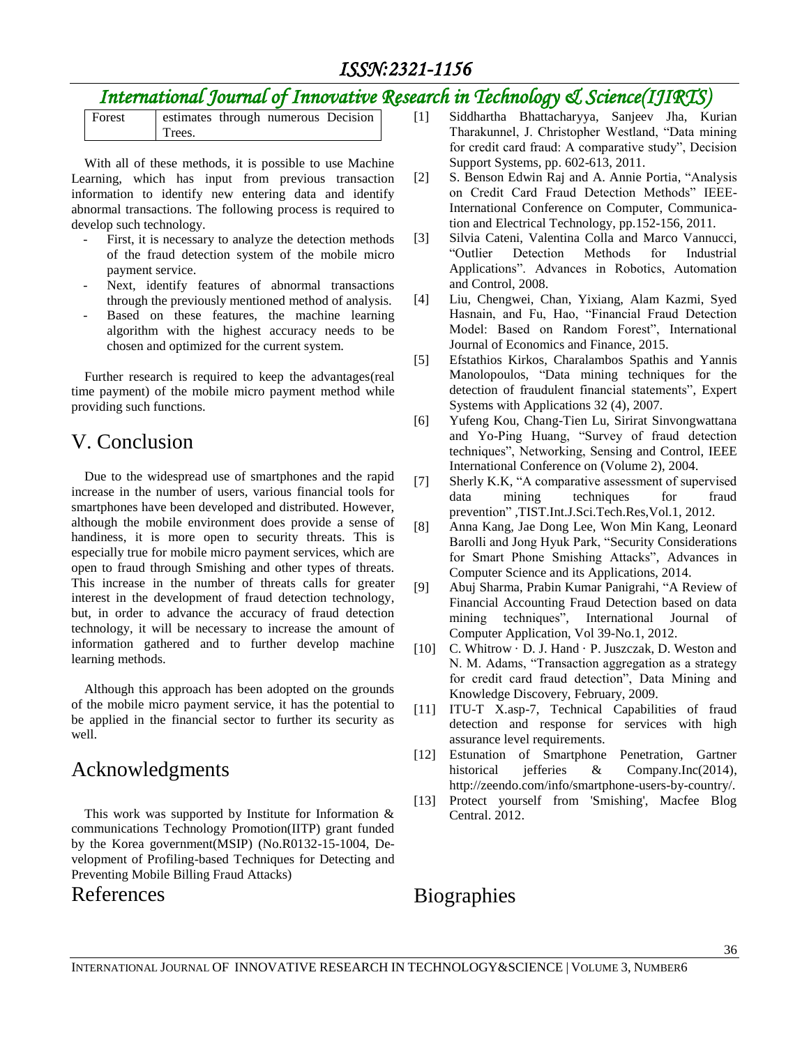| Forest | estimates through numerous Decision Trees. |
|---|---|

With all of these methods, it is possible to use Machine Learning, which has input from previous transaction information to identify new entering data and identify abnormal transactions. The following process is required to develop such technology.

- First, it is necessary to analyze the detection methods of the fraud detection system of the mobile micro payment service.
- Next, identify features of abnormal transactions through the previously mentioned method of analysis.
- Based on these features, the machine learning algorithm with the highest accuracy needs to be chosen and optimized for the current system.

Further research is required to keep the advantages(real time payment) of the mobile micro payment method while providing such functions.

# V. Conclusion

Due to the widespread use of smartphones and the rapid increase in the number of users, various financial tools for smartphones have been developed and distributed. However, although the mobile environment does provide a sense of handiness, it is more open to security threats. This is especially true for mobile micro payment services, which are open to fraud through Smishing and other types of threats. This increase in the number of threats calls for greater interest in the development of fraud detection technology, but, in order to advance the accuracy of fraud detection technology, it will be necessary to increase the amount of information gathered and to further develop machine learning methods.

Although this approach has been adopted on the grounds of the mobile micro payment service, it has the potential to be applied in the financial sector to further its security as well.

# Acknowledgments

This work was supported by Institute for Information & communications Technology Promotion(IITP) grant funded by the Korea government(MSIP) (No.R0132-15-1004, Development of Profiling-based Techniques for Detecting and Preventing Mobile Billing Fraud Attacks)

# References

[1] Siddhartha Bhattacharyya, Sanjeev Jha, Kurian Tharakunnel, J. Christopher Westland, "Data mining for credit card fraud: A comparative study", Decision Support Systems, pp. 602-613, 2011.

[2] S. Benson Edwin Raj and A. Annie Portia, "Analysis on Credit Card Fraud Detection Methods" IEEE-International Conference on Computer, Communication and Electrical Technology, pp.152-156, 2011.

[3] Silvia Cateni, Valentina Colla and Marco Vannucci, "Outlier Detection Methods for Industrial Applications". Advances in Robotics, Automation and Control, 2008.

[4] Liu, Chengwei, Chan, Yixiang, Alam Kazmi, Syed Hasnain, and Fu, Hao, "Financial Fraud Detection Model: Based on Random Forest", International Journal of Economics and Finance, 2015.

[5] Efstathios Kirkos, Charalambos Spathis and Yannis Manolopoulos, "Data mining techniques for the detection of fraudulent financial statements", Expert Systems with Applications 32 (4), 2007.

[6] Yufeng Kou, Chang-Tien Lu, Sirirat Sinvongwattana and Yo-Ping Huang, "Survey of fraud detection techniques", Networking, Sensing and Control, IEEE International Conference on (Volume 2), 2004.

[7] Sherly K.K, "A comparative assessment of supervised data mining techniques for fraud prevention" ,TIST.Int.J.Sci.Tech.Res,Vol.1, 2012.

[8] Anna Kang, Jae Dong Lee, Won Min Kang, Leonard Barolli and Jong Hyuk Park, "Security Considerations for Smart Phone Smishing Attacks", Advances in Computer Science and its Applications, 2014.

[9] Abuj Sharma, Prabin Kumar Panigrahi, "A Review of Financial Accounting Fraud Detection based on data mining techniques", International Journal of Computer Application, Vol 39-No.1, 2012.

[10] C. Whitrow · D. J. Hand · P. Juszczak, D. Weston and N. M. Adams, "Transaction aggregation as a strategy for credit card fraud detection", Data Mining and Knowledge Discovery, February, 2009.

[11] ITU-T X.asp-7, Technical Capabilities of fraud detection and response for services with high assurance level requirements.

[12] Estunation of Smartphone Penetration, Gartner historical jefferies & Company.Inc(2014), http://zeendo.com/info/smartphone-users-by-country/.

[13] Protect yourself from 'Smishing', Macfee Blog Central. 2012.

# Biographies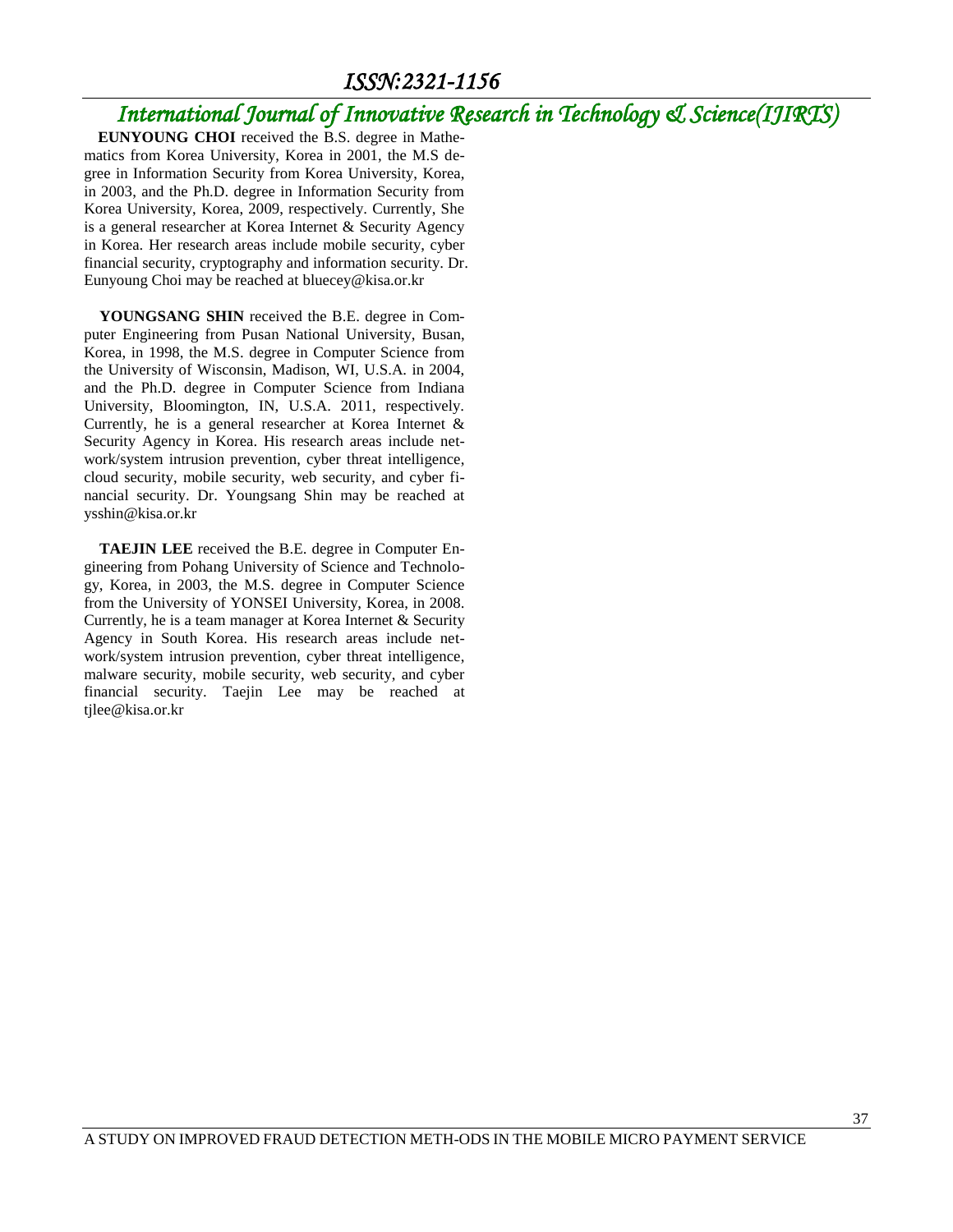**EUNYOUNG CHOI** received the B.S. degree in Mathematics from Korea University, Korea in 2001, the M.S degree in Information Security from Korea University, Korea, in 2003, and the Ph.D. degree in Information Security from Korea University, Korea, 2009, respectively. Currently, She is a general researcher at Korea Internet & Security Agency in Korea. Her research areas include mobile security, cyber financial security, cryptography and information security. Dr. Eunyoung Choi may be reached at bluecey@kisa.or.kr

**YOUNGSANG SHIN** received the B.E. degree in Computer Engineering from Pusan National University, Busan, Korea, in 1998, the M.S. degree in Computer Science from the University of Wisconsin, Madison, WI, U.S.A. in 2004, and the Ph.D. degree in Computer Science from Indiana University, Bloomington, IN, U.S.A. 2011, respectively. Currently, he is a general researcher at Korea Internet & Security Agency in Korea. His research areas include network/system intrusion prevention, cyber threat intelligence, cloud security, mobile security, web security, and cyber financial security. Dr. Youngsang Shin may be reached at ysshin@kisa.or.kr

**TAEJIN LEE** received the B.E. degree in Computer Engineering from Pohang University of Science and Technology, Korea, in 2003, the M.S. degree in Computer Science from the University of YONSEI University, Korea, in 2008. Currently, he is a team manager at Korea Internet & Security Agency in South Korea. His research areas include network/system intrusion prevention, cyber threat intelligence, malware security, mobile security, web security, and cyber financial security. Taejin Lee may be reached at tjlee@kisa.or.kr